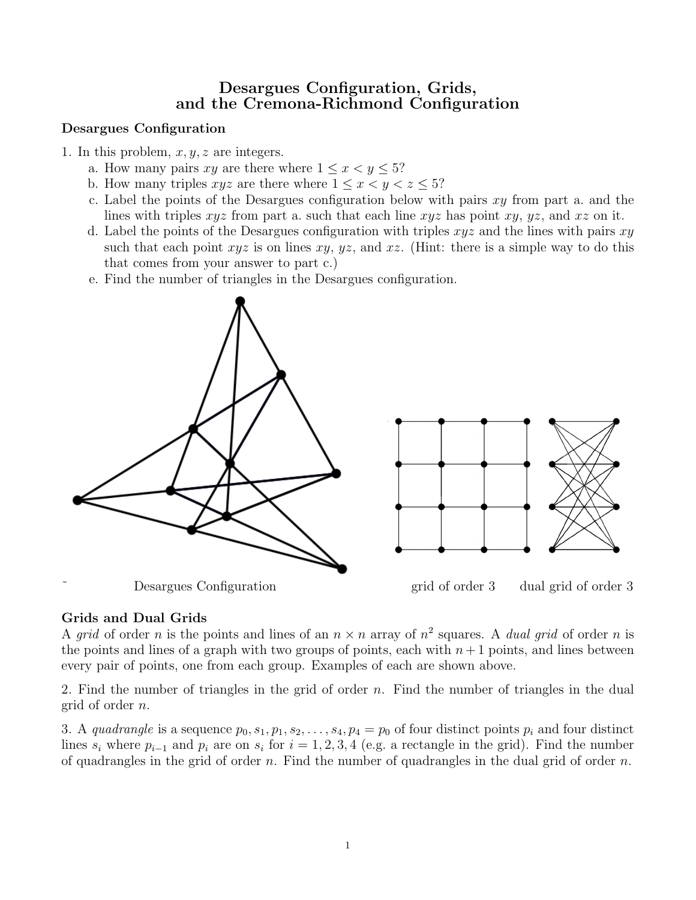# Desargues Configuration, Grids, and the Cremona-Richmond Configuration

## Desargues Configuration

1. In this problem, $x, y, z$ are integers.
   a. How many pairs $xy$ are there where $1 \leq x < y \leq 5$?
   b. How many triples $xyz$ are there where $1 \leq x < y < z \leq 5$?
   c. Label the points of the Desargues configuration below with pairs $xy$ from part a. and the lines with triples $xyz$ from part a. such that each line $xyz$ has point $xy$, $yz$, and $xz$ on it.
   d. Label the points of the Desargues configuration with triples $xyz$ and the lines with pairs $xy$ such that each point $xyz$ is on lines $xy$, $yz$, and $xz$. (Hint: there is a simple way to do this that comes from your answer to part c.)
   e. Find the number of triangles in the Desargues configuration.

Desargues Configuration    grid of order 3    dual grid of order 3

## Grids and Dual Grids

A *grid* of order $n$ is the points and lines of an $n \times n$ array of $n^2$ squares. A *dual grid* of order $n$ is the points and lines of a graph with two groups of points, each with $n + 1$ points, and lines between every pair of points, one from each group. Examples of each are shown above.

2. Find the number of triangles in the grid of order $n$. Find the number of triangles in the dual grid of order $n$.

3. A *quadrangle* is a sequence $p_0, s_1, p_1, s_2, \ldots, s_4, p_4 = p_0$ of four distinct points $p_i$ and four distinct lines $s_i$ where $p_{i-1}$ and $p_i$ are on $s_i$ for $i = 1, 2, 3, 4$ (e.g. a rectangle in the grid). Find the number of quadrangles in the grid of order $n$. Find the number of quadrangles in the dual grid of order $n$.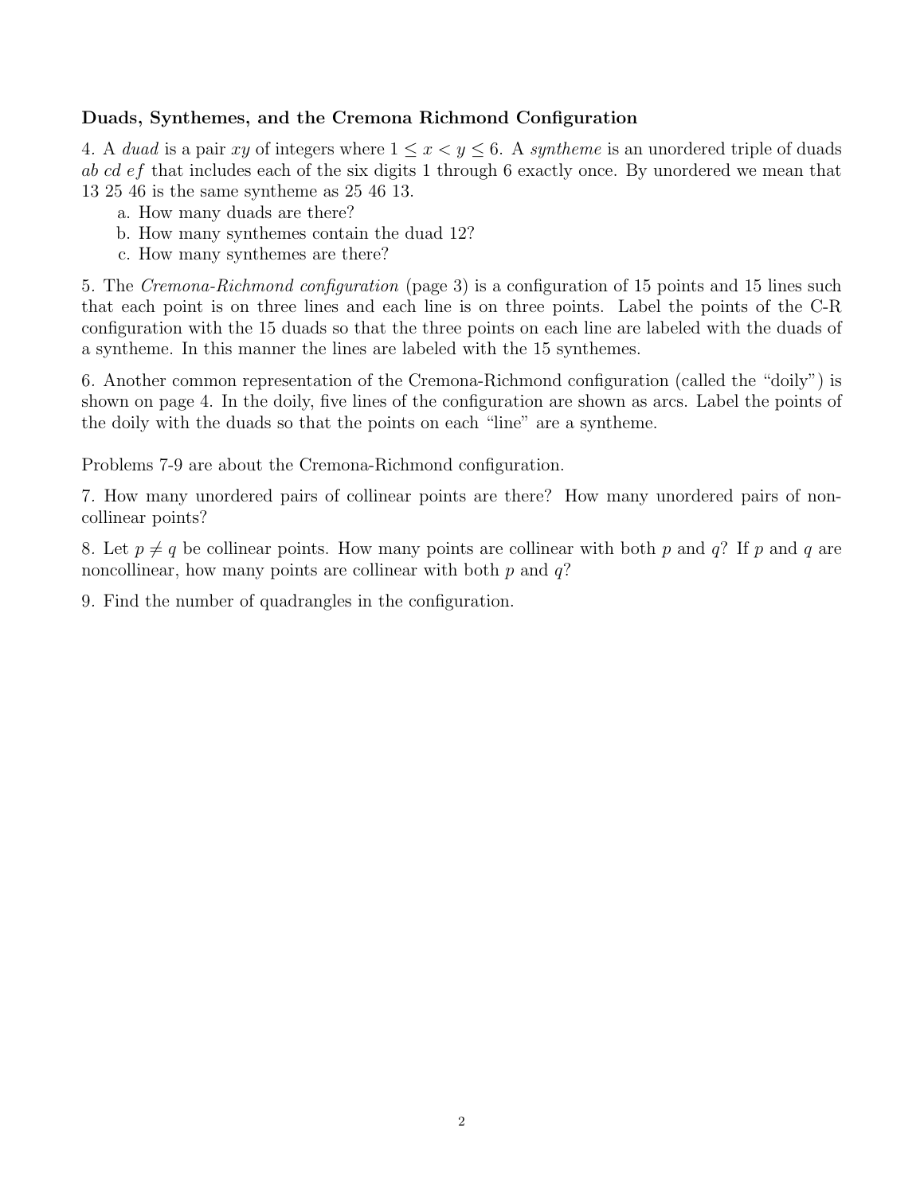### Duads, Synthemes, and the Cremona Richmond Configuration

4. A *duad* is a pair $xy$ of integers where $1 \leq x < y \leq 6$. A *syntheme* is an unordered triple of duads $ab\ cd\ ef$ that includes each of the six digits 1 through 6 exactly once. By unordered we mean that 13 25 46 is the same syntheme as 25 46 13.

   a. How many duads are there?

   b. How many synthemes contain the duad 12?

   c. How many synthemes are there?

5. The *Cremona-Richmond configuration* (page 3) is a configuration of 15 points and 15 lines such that each point is on three lines and each line is on three points. Label the points of the C-R configuration with the 15 duads so that the three points on each line are labeled with the duads of a syntheme. In this manner the lines are labeled with the 15 synthemes.

6. Another common representation of the Cremona-Richmond configuration (called the "doily") is shown on page 4. In the doily, five lines of the configuration are shown as arcs. Label the points of the doily with the duads so that the points on each "line" are a syntheme.

Problems 7-9 are about the Cremona-Richmond configuration.

7. How many unordered pairs of collinear points are there? How many unordered pairs of non-collinear points?

8. Let $p \neq q$ be collinear points. How many points are collinear with both $p$ and $q$? If $p$ and $q$ are noncollinear, how many points are collinear with both $p$ and $q$?

9. Find the number of quadrangles in the configuration.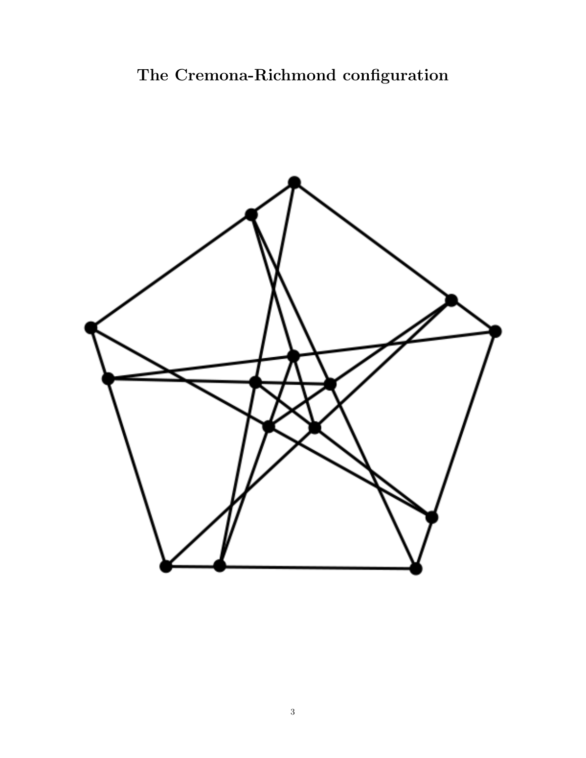# The Cremona-Richmond configuration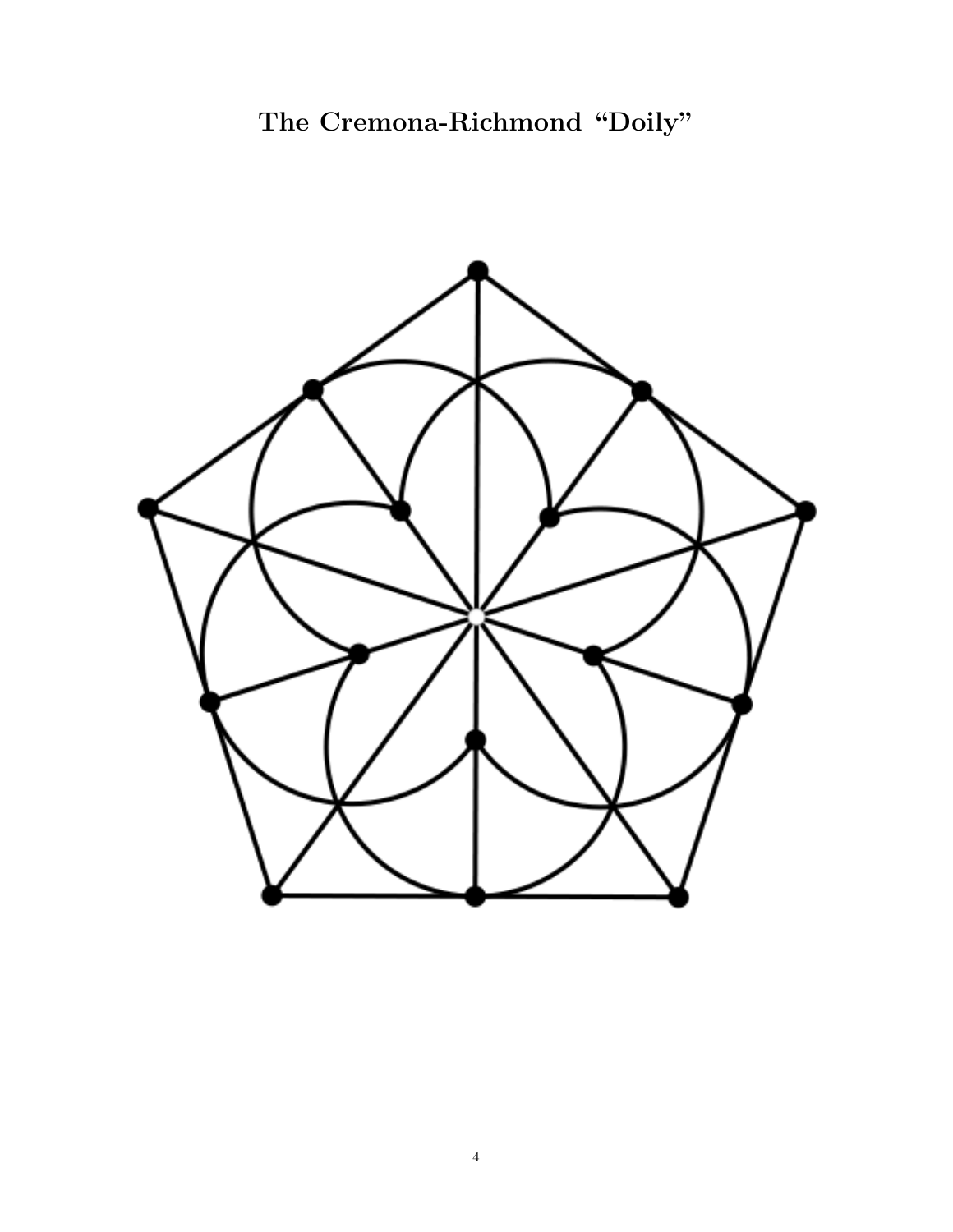# The Cremona-Richmond "Doily"